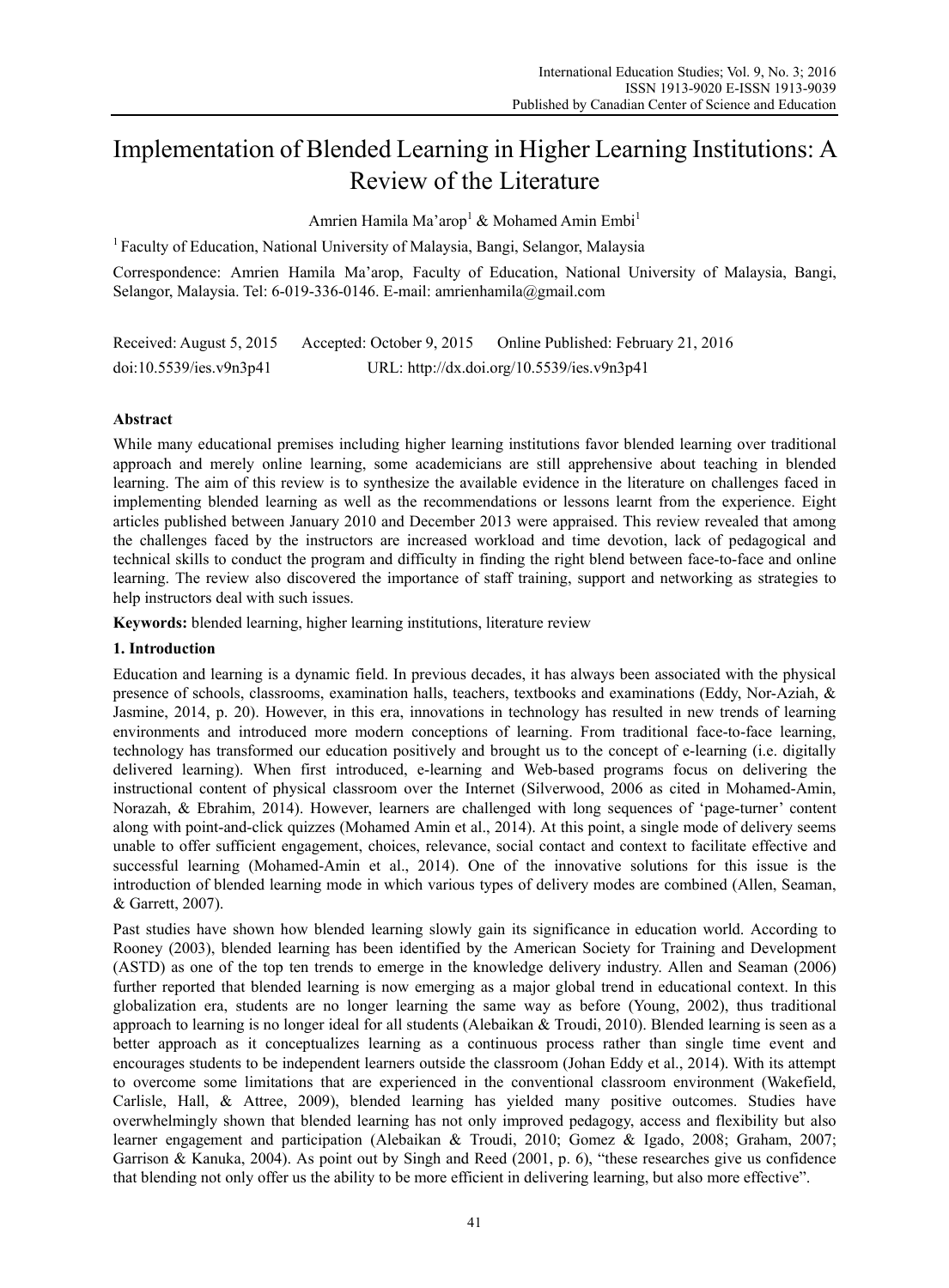# Implementation of Blended Learning in Higher Learning Institutions: A Review of the Literature

Amrien Hamila Ma'arop[1] & Mohamed Amin Embi[1]

[1] Faculty of Education, National University of Malaysia, Bangi, Selangor, Malaysia

Correspondence: Amrien Hamila Ma'arop, Faculty of Education, National University of Malaysia, Bangi, Selangor, Malaysia. Tel: 6-019-336-0146. E-mail: amrienhamila@gmail.com

Received: August 5, 2015 Accepted: October 9, 2015 Online Published: February 21, 2016

doi:10.5539/ies.v9n3p41 URL: http://dx.doi.org/10.5539/ies.v9n3p41

## Abstract

While many educational premises including higher learning institutions favor blended learning over traditional approach and merely online learning, some academicians are still apprehensive about teaching in blended learning. The aim of this review is to synthesize the available evidence in the literature on challenges faced in implementing blended learning as well as the recommendations or lessons learnt from the experience. Eight articles published between January 2010 and December 2013 were appraised. This review revealed that among the challenges faced by the instructors are increased workload and time devotion, lack of pedagogical and technical skills to conduct the program and difficulty in finding the right blend between face-to-face and online learning. The review also discovered the importance of staff training, support and networking as strategies to help instructors deal with such issues.

**Keywords:** blended learning, higher learning institutions, literature review

## 1. Introduction

Education and learning is a dynamic field. In previous decades, it has always been associated with the physical presence of schools, classrooms, examination halls, teachers, textbooks and examinations (Eddy, Nor-Aziah, & Jasmine, 2014, p. 20). However, in this era, innovations in technology has resulted in new trends of learning environments and introduced more modern conceptions of learning. From traditional face-to-face learning, technology has transformed our education positively and brought us to the concept of e-learning (i.e. digitally delivered learning). When first introduced, e-learning and Web-based programs focus on delivering the instructional content of physical classroom over the Internet (Silverwood, 2006 as cited in Mohamed-Amin, Norazah, & Ebrahim, 2014). However, learners are challenged with long sequences of 'page-turner' content along with point-and-click quizzes (Mohamed Amin et al., 2014). At this point, a single mode of delivery seems unable to offer sufficient engagement, choices, relevance, social contact and context to facilitate effective and successful learning (Mohamed-Amin et al., 2014). One of the innovative solutions for this issue is the introduction of blended learning mode in which various types of delivery modes are combined (Allen, Seaman, & Garrett, 2007).

Past studies have shown how blended learning slowly gain its significance in education world. According to Rooney (2003), blended learning has been identified by the American Society for Training and Development (ASTD) as one of the top ten trends to emerge in the knowledge delivery industry. Allen and Seaman (2006) further reported that blended learning is now emerging as a major global trend in educational context. In this globalization era, students are no longer learning the same way as before (Young, 2002), thus traditional approach to learning is no longer ideal for all students (Alebaikan & Troudi, 2010). Blended learning is seen as a better approach as it conceptualizes learning as a continuous process rather than single time event and encourages students to be independent learners outside the classroom (Johan Eddy et al., 2014). With its attempt to overcome some limitations that are experienced in the conventional classroom environment (Wakefield, Carlisle, Hall, & Attree, 2009), blended learning has yielded many positive outcomes. Studies have overwhelmingly shown that blended learning has not only improved pedagogy, access and flexibility but also learner engagement and participation (Alebaikan & Troudi, 2010; Gomez & Igado, 2008; Graham, 2007; Garrison & Kanuka, 2004). As point out by Singh and Reed (2001, p. 6), "these researches give us confidence that blending not only offer us the ability to be more efficient in delivering learning, but also more effective".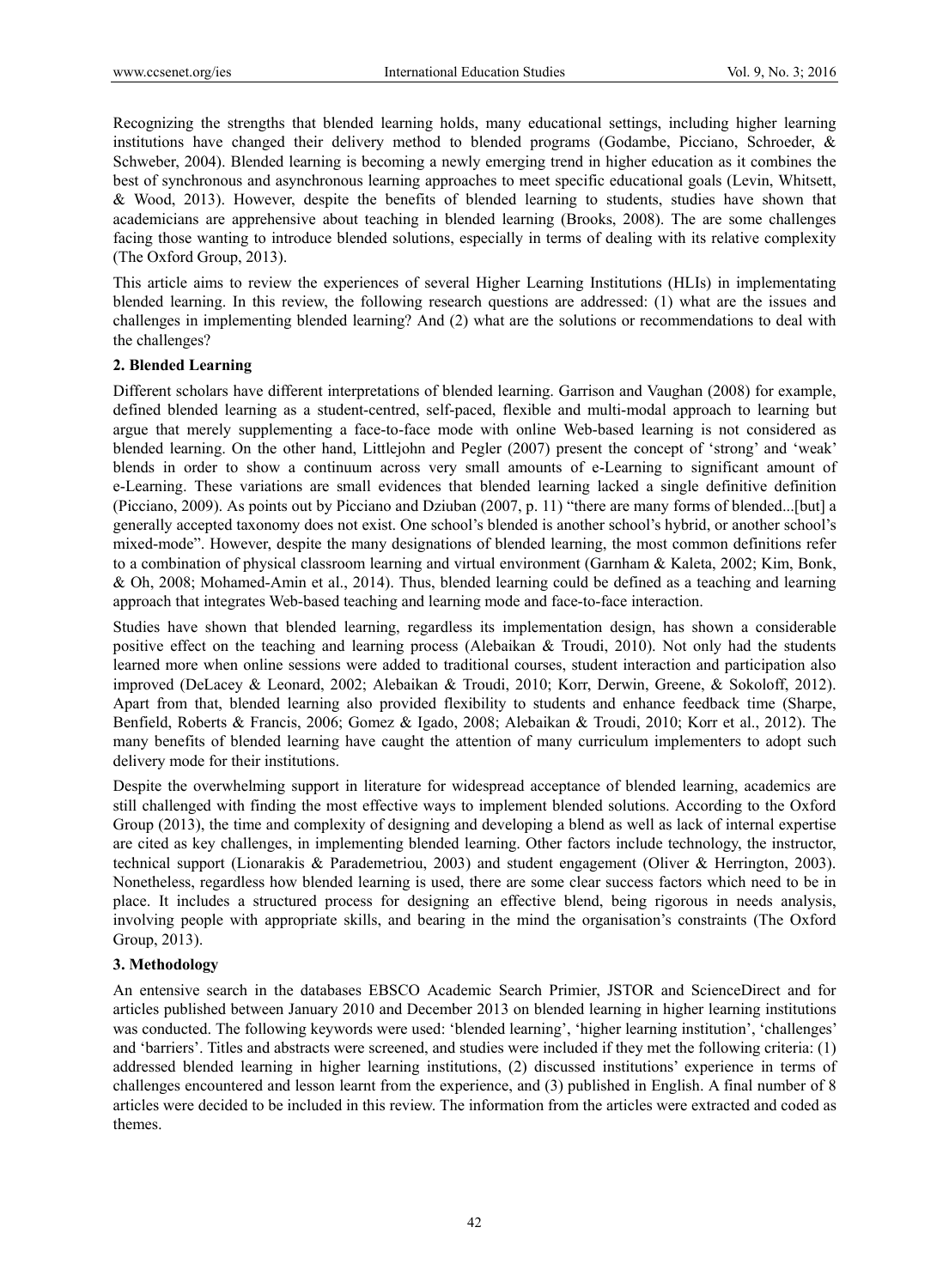Recognizing the strengths that blended learning holds, many educational settings, including higher learning institutions have changed their delivery method to blended programs (Godambe, Picciano, Schroeder, & Schweber, 2004). Blended learning is becoming a newly emerging trend in higher education as it combines the best of synchronous and asynchronous learning approaches to meet specific educational goals (Levin, Whitsett, & Wood, 2013). However, despite the benefits of blended learning to students, studies have shown that academicians are apprehensive about teaching in blended learning (Brooks, 2008). The are some challenges facing those wanting to introduce blended solutions, especially in terms of dealing with its relative complexity (The Oxford Group, 2013).

This article aims to review the experiences of several Higher Learning Institutions (HLIs) in implementating blended learning. In this review, the following research questions are addressed: (1) what are the issues and challenges in implementing blended learning? And (2) what are the solutions or recommendations to deal with the challenges?

## 2. Blended Learning

Different scholars have different interpretations of blended learning. Garrison and Vaughan (2008) for example, defined blended learning as a student-centred, self-paced, flexible and multi-modal approach to learning but argue that merely supplementing a face-to-face mode with online Web-based learning is not considered as blended learning. On the other hand, Littlejohn and Pegler (2007) present the concept of 'strong' and 'weak' blends in order to show a continuum across very small amounts of e-Learning to significant amount of e-Learning. These variations are small evidences that blended learning lacked a single definitive definition (Picciano, 2009). As points out by Picciano and Dziuban (2007, p. 11) "there are many forms of blended...[but] a generally accepted taxonomy does not exist. One school's blended is another school's hybrid, or another school's mixed-mode". However, despite the many designations of blended learning, the most common definitions refer to a combination of physical classroom learning and virtual environment (Garnham & Kaleta, 2002; Kim, Bonk, & Oh, 2008; Mohamed-Amin et al., 2014). Thus, blended learning could be defined as a teaching and learning approach that integrates Web-based teaching and learning mode and face-to-face interaction.

Studies have shown that blended learning, regardless its implementation design, has shown a considerable positive effect on the teaching and learning process (Alebaikan & Troudi, 2010). Not only had the students learned more when online sessions were added to traditional courses, student interaction and participation also improved (DeLacey & Leonard, 2002; Alebaikan & Troudi, 2010; Korr, Derwin, Greene, & Sokoloff, 2012). Apart from that, blended learning also provided flexibility to students and enhance feedback time (Sharpe, Benfield, Roberts & Francis, 2006; Gomez & Igado, 2008; Alebaikan & Troudi, 2010; Korr et al., 2012). The many benefits of blended learning have caught the attention of many curriculum implementers to adopt such delivery mode for their institutions.

Despite the overwhelming support in literature for widespread acceptance of blended learning, academics are still challenged with finding the most effective ways to implement blended solutions. According to the Oxford Group (2013), the time and complexity of designing and developing a blend as well as lack of internal expertise are cited as key challenges, in implementing blended learning. Other factors include technology, the instructor, technical support (Lionarakis & Parademetriou, 2003) and student engagement (Oliver & Herrington, 2003). Nonetheless, regardless how blended learning is used, there are some clear success factors which need to be in place. It includes a structured process for designing an effective blend, being rigorous in needs analysis, involving people with appropriate skills, and bearing in the mind the organisation's constraints (The Oxford Group, 2013).

## 3. Methodology

An entensive search in the databases EBSCO Academic Search Primier, JSTOR and ScienceDirect and for articles published between January 2010 and December 2013 on blended learning in higher learning institutions was conducted. The following keywords were used: 'blended learning', 'higher learning institution', 'challenges' and 'barriers'. Titles and abstracts were screened, and studies were included if they met the following criteria: (1) addressed blended learning in higher learning institutions, (2) discussed institutions' experience in terms of challenges encountered and lesson learnt from the experience, and (3) published in English. A final number of 8 articles were decided to be included in this review. The information from the articles were extracted and coded as themes.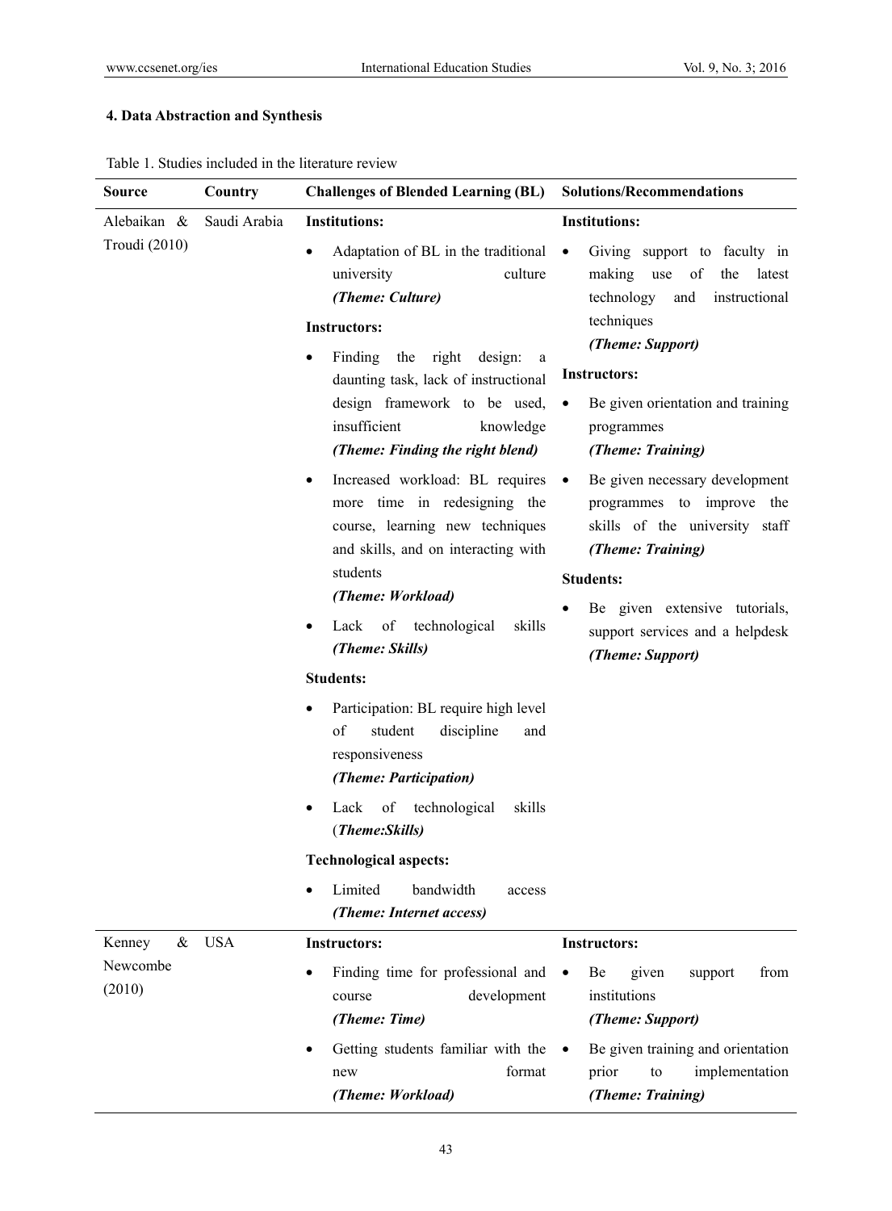## 4. Data Abstraction and Synthesis

Table 1. Studies included in the literature review

| Source | Country | Challenges of Blended Learning (BL) | Solutions/Recommendations |
|---|---|---|---|
| Alebaikan & Troudi (2010) | Saudi Arabia | **Institutions:**<br>• Adaptation of BL in the traditional university culture ***(Theme: Culture)***<br>**Instructors:**<br>• Finding the right design: a daunting task, lack of instructional design framework to be used, insufficient knowledge ***(Theme: Finding the right blend)***<br>• Increased workload: BL requires more time in redesigning the course, learning new techniques and skills, and on interacting with students ***(Theme: Workload)***<br>• Lack of technological skills ***(Theme: Skills)***<br>**Students:**<br>• Participation: BL require high level of student discipline and responsiveness ***(Theme: Participation)***<br>• Lack of technological skills (***Theme:Skills)***<br>**Technological aspects:**<br>• Limited bandwidth access ***(Theme: Internet access)*** | **Institutions:**<br>• Giving support to faculty in making use of the latest technology and instructional techniques ***(Theme: Support)***<br>**Instructors:**<br>• Be given orientation and training programmes ***(Theme: Training)***<br>• Be given necessary development programmes to improve the skills of the university staff ***(Theme: Training)***<br>**Students:**<br>• Be given extensive tutorials, support services and a helpdesk ***(Theme: Support)*** |
| Kenney & Newcombe (2010) | USA | **Instructors:**<br>• Finding time for professional and course development ***(Theme: Time)***<br>• Getting students familiar with the new format ***(Theme: Workload)*** | **Instructors:**<br>• Be given support from institutions ***(Theme: Support)***<br>• Be given training and orientation prior to implementation ***(Theme: Training)*** |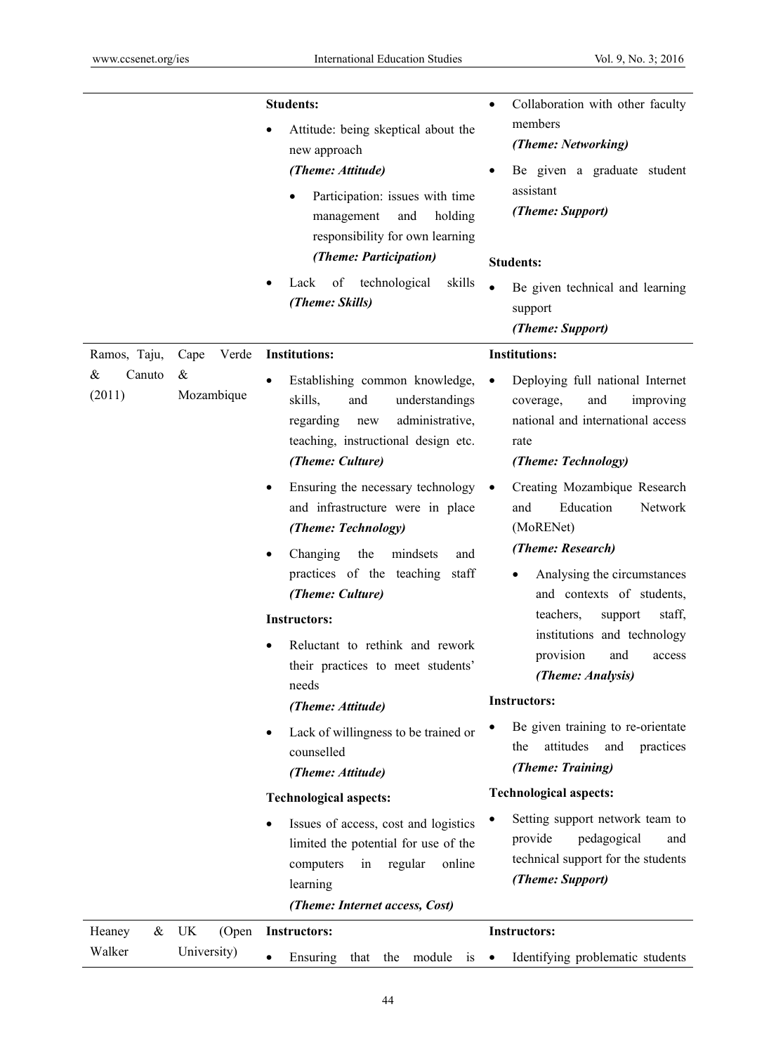| | | | |
|---|---|---|---|
| | | **Students:**<br>• Attitude: being skeptical about the new approach *(Theme: Attitude)*<br>• Participation: issues with time management and holding responsibility for own learning *(Theme: Participation)*<br>• Lack of technological skills *(Theme: Skills)* | • Collaboration with other faculty members *(Theme: Networking)*<br>• Be given a graduate student assistant *(Theme: Support)*<br>**Students:**<br>• Be given technical and learning support *(Theme: Support)* |
| Ramos, Taju, & Canuto (2011) | Cape Verde & Mozambique | **Institutions:**<br>• Establishing common knowledge, skills, and understandings regarding new administrative, teaching, instructional design etc. *(Theme: Culture)*<br>• Ensuring the necessary technology and infrastructure were in place *(Theme: Technology)*<br>• Changing the mindsets and practices of the teaching staff *(Theme: Culture)*<br>**Instructors:**<br>• Reluctant to rethink and rework their practices to meet students' needs *(Theme: Attitude)*<br>• Lack of willingness to be trained or counselled *(Theme: Attitude)*<br>**Technological aspects:**<br>• Issues of access, cost and logistics limited the potential for use of the computers in regular online learning *(Theme: Internet access, Cost)* | **Institutions:**<br>• Deploying full national Internet coverage, and improving national and international access rate *(Theme: Technology)*<br>• Creating Mozambique Research and Education Network (MoRENet) *(Theme: Research)*<br>• Analysing the circumstances and contexts of students, teachers, support staff, institutions and technology provision and access *(Theme: Analysis)*<br>**Instructors:**<br>• Be given training to re-orientate the attitudes and practices *(Theme: Training)*<br>**Technological aspects:**<br>• Setting support network team to provide pedagogical and technical support for the students *(Theme: Support)* |
| Heaney & Walker | UK (Open University) | **Instructors:**<br>• Ensuring that the module is | **Instructors:**<br>• Identifying problematic students |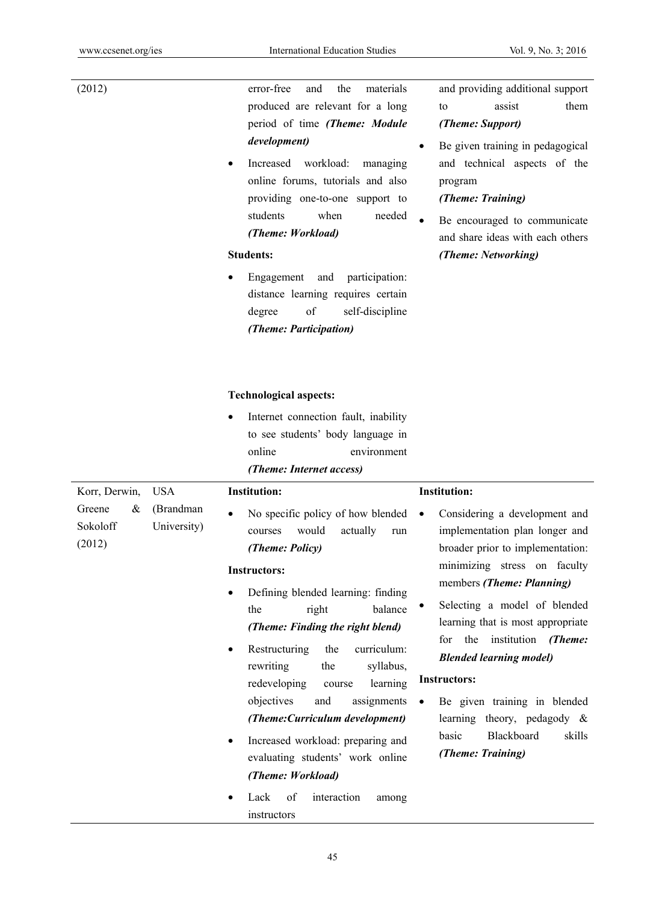| | | | |
|---|---|---|---|
| (2012) | | error-free and the materials produced are relevant for a long period of time ***(Theme: Module development)***<br>• Increased workload: managing online forums, tutorials and also providing one-to-one support to students when needed ***(Theme: Workload)***<br>**Students:**<br>• Engagement and participation: distance learning requires certain degree of self-discipline ***(Theme: Participation)***<br>**Technological aspects:**<br>• Internet connection fault, inability to see students' body language in online environment ***(Theme: Internet access)*** | and providing additional support to assist them ***(Theme: Support)***<br>• Be given training in pedagogical and technical aspects of the program ***(Theme: Training)***<br>• Be encouraged to communicate and share ideas with each others ***(Theme: Networking)*** |
| Korr, Derwin, Greene & Sokoloff (2012) | USA (Brandman University) | **Institution:**<br>• No specific policy of how blended courses would actually run ***(Theme: Policy)***<br>**Instructors:**<br>• Defining blended learning: finding the right balance ***(Theme: Finding the right blend)***<br>• Restructuring the curriculum: rewriting the syllabus, redeveloping course learning objectives and assignments ***(Theme:Curriculum development)***<br>• Increased workload: preparing and evaluating students' work online ***(Theme: Workload)***<br>• Lack of interaction among instructors | **Institution:**<br>• Considering a development and implementation plan longer and broader prior to implementation: minimizing stress on faculty members ***(Theme: Planning)***<br>• Selecting a model of blended learning that is most appropriate for the institution ***(Theme: Blended learning model)***<br>**Instructors:**<br>• Be given training in blended learning theory, pedagody & basic Blackboard skills ***(Theme: Training)*** |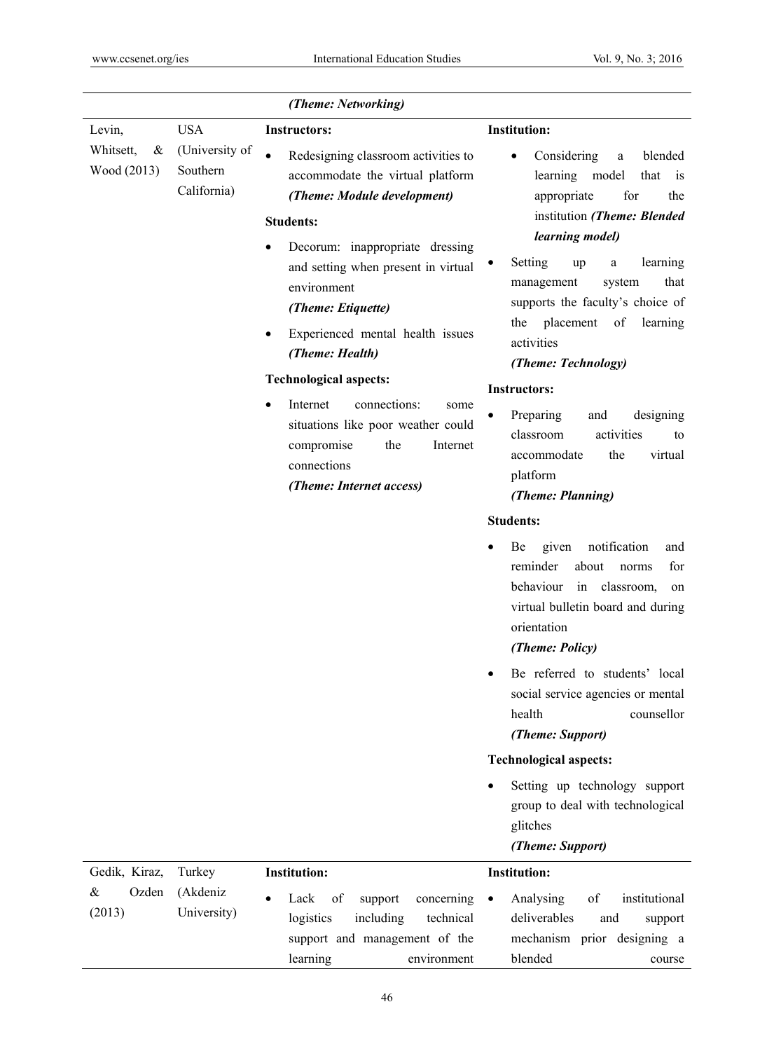| | | *(Theme: Networking)* | |
|---|---|---|---|
| Levin, Whitsett, & Wood (2013) | USA (University of Southern California) | **Instructors:**<br>• Redesigning classroom activities to accommodate the virtual platform ***(Theme: Module development)***<br>**Students:**<br>• Decorum: inappropriate dressing and setting when present in virtual environment ***(Theme: Etiquette)***<br>• Experienced mental health issues ***(Theme: Health)***<br>**Technological aspects:**<br>• Internet connections: some situations like poor weather could compromise the Internet connections ***(Theme: Internet access)*** | **Institution:**<br>• Considering a blended learning model that is appropriate for the institution ***(Theme: Blended learning model)***<br>• Setting up a learning management system that supports the faculty's choice of the placement of learning activities ***(Theme: Technology)***<br>**Instructors:**<br>• Preparing and designing classroom activities to accommodate the virtual platform ***(Theme: Planning)***<br>**Students:**<br>• Be given notification and reminder about norms for behaviour in classroom, on virtual bulletin board and during orientation ***(Theme: Policy)***<br>• Be referred to students' local social service agencies or mental health counsellor ***(Theme: Support)***<br>**Technological aspects:**<br>• Setting up technology support group to deal with technological glitches ***(Theme: Support)*** |
| Gedik, Kiraz, & Ozden (2013) | Turkey (Akdeniz University) | **Institution:**<br>• Lack of support concerning logistics including technical support and management of the learning environment | **Institution:**<br>• Analysing of institutional deliverables and support mechanism prior designing a blended course |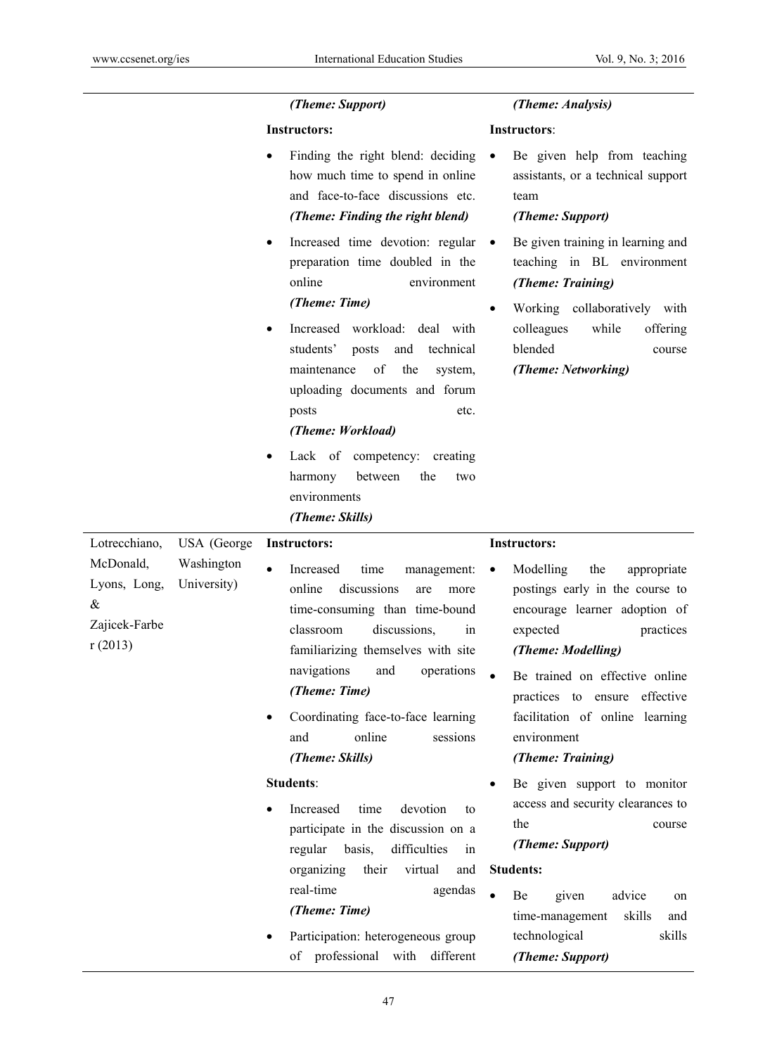| | | | |
|---|---|---|---|
| | | ***(Theme: Support)***<br>**Instructors:**<br>• Finding the right blend: deciding how much time to spend in online and face-to-face discussions etc. ***(Theme: Finding the right blend)***<br>• Increased time devotion: regular preparation time doubled in the online environment ***(Theme: Time)***<br>• Increased workload: deal with students' posts and technical maintenance of the system, uploading documents and forum posts etc. ***(Theme: Workload)***<br>• Lack of competency: creating harmony between the two environments ***(Theme: Skills)*** | ***(Theme: Analysis)***<br>**Instructors**:<br>• Be given help from teaching assistants, or a technical support team ***(Theme: Support)***<br>• Be given training in learning and teaching in BL environment ***(Theme: Training)***<br>• Working collaboratively with colleagues while offering blended course ***(Theme: Networking)*** |
| Lotrecchiano, McDonald, Lyons, Long, & Zajicek-Farber (2013) | USA (George Washington University) | **Instructors:**<br>• Increased time management: online discussions are more time-consuming than time-bound classroom discussions, in familiarizing themselves with site navigations and operations ***(Theme: Time)***<br>• Coordinating face-to-face learning and online sessions ***(Theme: Skills)***<br>**Students**:<br>• Increased time devotion to participate in the discussion on a regular basis, difficulties in organizing their virtual and real-time agendas ***(Theme: Time)***<br>• Participation: heterogeneous group of professional with different | **Instructors:**<br>• Modelling the appropriate postings early in the course to encourage learner adoption of expected practices ***(Theme: Modelling)***<br>• Be trained on effective online practices to ensure effective facilitation of online learning environment ***(Theme: Training)***<br>• Be given support to monitor access and security clearances to the course ***(Theme: Support)***<br>**Students:**<br>• Be given advice on time-management skills and technological skills ***(Theme: Support)*** |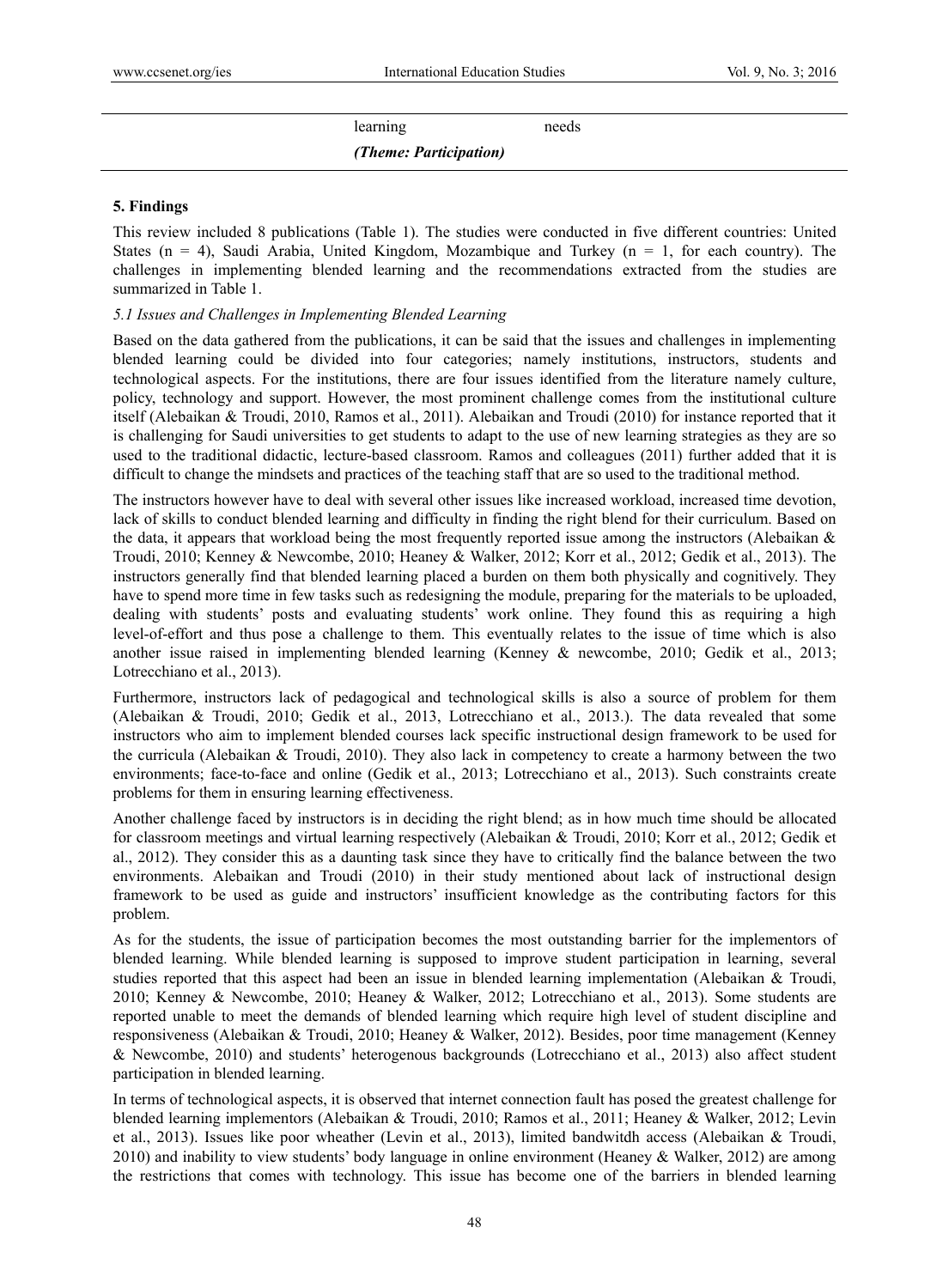| | learning | needs | |
|---|---|---|---|
| | *(Theme: Participation)* | | |

**5. Findings**

This review included 8 publications (Table 1). The studies were conducted in five different countries: United States (n = 4), Saudi Arabia, United Kingdom, Mozambique and Turkey (n = 1, for each country). The challenges in implementing blended learning and the recommendations extracted from the studies are summarized in Table 1.

*5.1 Issues and Challenges in Implementing Blended Learning*

Based on the data gathered from the publications, it can be said that the issues and challenges in implementing blended learning could be divided into four categories; namely institutions, instructors, students and technological aspects. For the institutions, there are four issues identified from the literature namely culture, policy, technology and support. However, the most prominent challenge comes from the institutional culture itself (Alebaikan & Troudi, 2010, Ramos et al., 2011). Alebaikan and Troudi (2010) for instance reported that it is challenging for Saudi universities to get students to adapt to the use of new learning strategies as they are so used to the traditional didactic, lecture-based classroom. Ramos and colleagues (2011) further added that it is difficult to change the mindsets and practices of the teaching staff that are so used to the traditional method.

The instructors however have to deal with several other issues like increased workload, increased time devotion, lack of skills to conduct blended learning and difficulty in finding the right blend for their curriculum. Based on the data, it appears that workload being the most frequently reported issue among the instructors (Alebaikan & Troudi, 2010; Kenney & Newcombe, 2010; Heaney & Walker, 2012; Korr et al., 2012; Gedik et al., 2013). The instructors generally find that blended learning placed a burden on them both physically and cognitively. They have to spend more time in few tasks such as redesigning the module, preparing for the materials to be uploaded, dealing with students' posts and evaluating students' work online. They found this as requiring a high level-of-effort and thus pose a challenge to them. This eventually relates to the issue of time which is also another issue raised in implementing blended learning (Kenney & newcombe, 2010; Gedik et al., 2013; Lotrecchiano et al., 2013).

Furthermore, instructors lack of pedagogical and technological skills is also a source of problem for them (Alebaikan & Troudi, 2010; Gedik et al., 2013, Lotrecchiano et al., 2013.). The data revealed that some instructors who aim to implement blended courses lack specific instructional design framework to be used for the curricula (Alebaikan & Troudi, 2010). They also lack in competency to create a harmony between the two environments; face-to-face and online (Gedik et al., 2013; Lotrecchiano et al., 2013). Such constraints create problems for them in ensuring learning effectiveness.

Another challenge faced by instructors is in deciding the right blend; as in how much time should be allocated for classroom meetings and virtual learning respectively (Alebaikan & Troudi, 2010; Korr et al., 2012; Gedik et al., 2012). They consider this as a daunting task since they have to critically find the balance between the two environments. Alebaikan and Troudi (2010) in their study mentioned about lack of instructional design framework to be used as guide and instructors' insufficient knowledge as the contributing factors for this problem.

As for the students, the issue of participation becomes the most outstanding barrier for the implementors of blended learning. While blended learning is supposed to improve student participation in learning, several studies reported that this aspect had been an issue in blended learning implementation (Alebaikan & Troudi, 2010; Kenney & Newcombe, 2010; Heaney & Walker, 2012; Lotrecchiano et al., 2013). Some students are reported unable to meet the demands of blended learning which require high level of student discipline and responsiveness (Alebaikan & Troudi, 2010; Heaney & Walker, 2012). Besides, poor time management (Kenney & Newcombe, 2010) and students' heterogenous backgrounds (Lotrecchiano et al., 2013) also affect student participation in blended learning.

In terms of technological aspects, it is observed that internet connection fault has posed the greatest challenge for blended learning implementors (Alebaikan & Troudi, 2010; Ramos et al., 2011; Heaney & Walker, 2012; Levin et al., 2013). Issues like poor wheather (Levin et al., 2013), limited bandwitdh access (Alebaikan & Troudi, 2010) and inability to view students' body language in online environment (Heaney & Walker, 2012) are among the restrictions that comes with technology. This issue has become one of the barriers in blended learning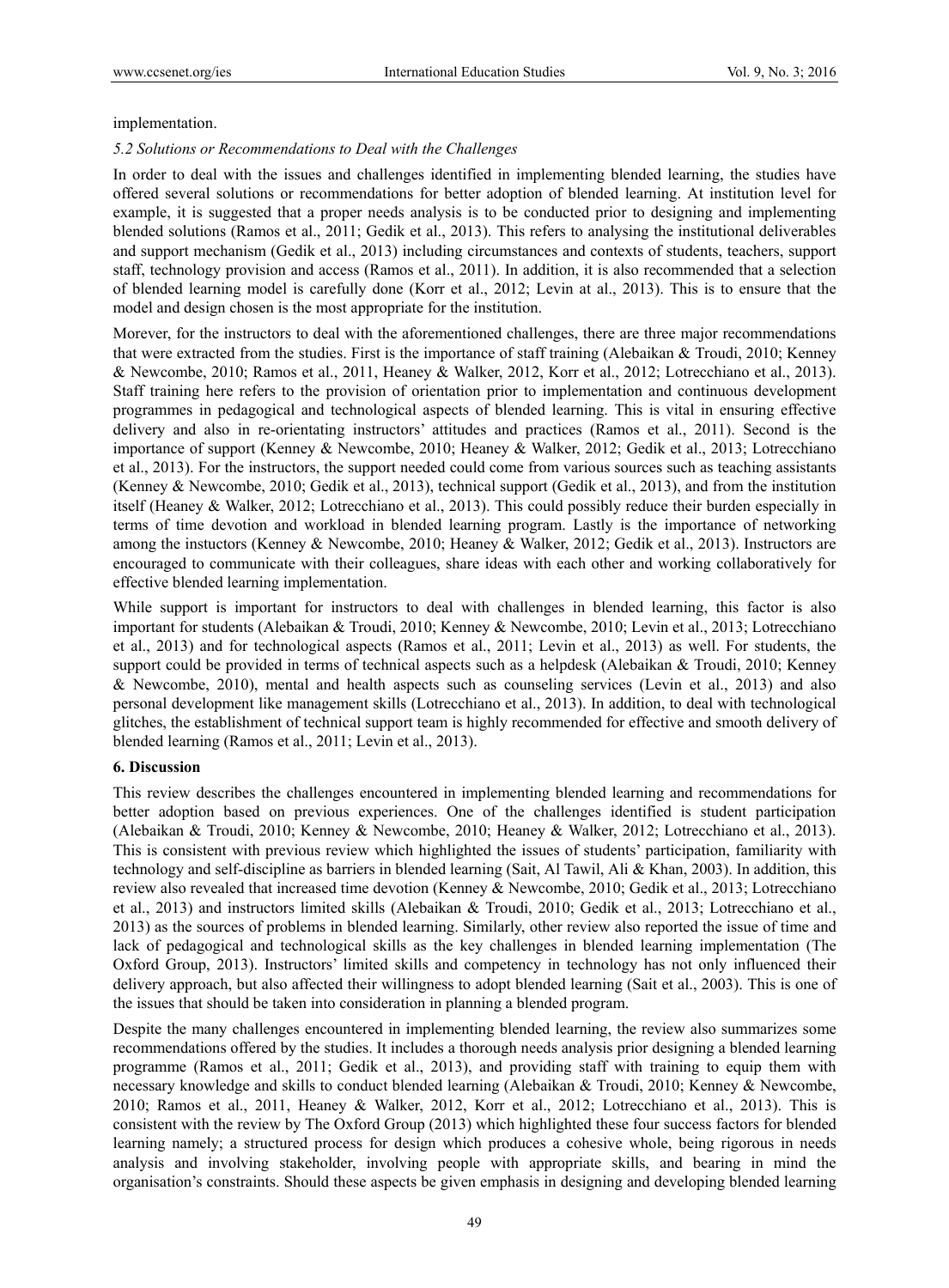implementation.

### *5.2 Solutions or Recommendations to Deal with the Challenges*

In order to deal with the issues and challenges identified in implementing blended learning, the studies have offered several solutions or recommendations for better adoption of blended learning. At institution level for example, it is suggested that a proper needs analysis is to be conducted prior to designing and implementing blended solutions (Ramos et al., 2011; Gedik et al., 2013). This refers to analysing the institutional deliverables and support mechanism (Gedik et al., 2013) including circumstances and contexts of students, teachers, support staff, technology provision and access (Ramos et al., 2011). In addition, it is also recommended that a selection of blended learning model is carefully done (Korr et al., 2012; Levin at al., 2013). This is to ensure that the model and design chosen is the most appropriate for the institution.

Morever, for the instructors to deal with the aforementioned challenges, there are three major recommendations that were extracted from the studies. First is the importance of staff training (Alebaikan & Troudi, 2010; Kenney & Newcombe, 2010; Ramos et al., 2011, Heaney & Walker, 2012, Korr et al., 2012; Lotrecchiano et al., 2013). Staff training here refers to the provision of orientation prior to implementation and continuous development programmes in pedagogical and technological aspects of blended learning. This is vital in ensuring effective delivery and also in re-orientating instructors' attitudes and practices (Ramos et al., 2011). Second is the importance of support (Kenney & Newcombe, 2010; Heaney & Walker, 2012; Gedik et al., 2013; Lotrecchiano et al., 2013). For the instructors, the support needed could come from various sources such as teaching assistants (Kenney & Newcombe, 2010; Gedik et al., 2013), technical support (Gedik et al., 2013), and from the institution itself (Heaney & Walker, 2012; Lotrecchiano et al., 2013). This could possibly reduce their burden especially in terms of time devotion and workload in blended learning program. Lastly is the importance of networking among the instuctors (Kenney & Newcombe, 2010; Heaney & Walker, 2012; Gedik et al., 2013). Instructors are encouraged to communicate with their colleagues, share ideas with each other and working collaboratively for effective blended learning implementation.

While support is important for instructors to deal with challenges in blended learning, this factor is also important for students (Alebaikan & Troudi, 2010; Kenney & Newcombe, 2010; Levin et al., 2013; Lotrecchiano et al., 2013) and for technological aspects (Ramos et al., 2011; Levin et al., 2013) as well. For students, the support could be provided in terms of technical aspects such as a helpdesk (Alebaikan & Troudi, 2010; Kenney & Newcombe, 2010), mental and health aspects such as counseling services (Levin et al., 2013) and also personal development like management skills (Lotrecchiano et al., 2013). In addition, to deal with technological glitches, the establishment of technical support team is highly recommended for effective and smooth delivery of blended learning (Ramos et al., 2011; Levin et al., 2013).

## 6. Discussion

This review describes the challenges encountered in implementing blended learning and recommendations for better adoption based on previous experiences. One of the challenges identified is student participation (Alebaikan & Troudi, 2010; Kenney & Newcombe, 2010; Heaney & Walker, 2012; Lotrecchiano et al., 2013). This is consistent with previous review which highlighted the issues of students' participation, familiarity with technology and self-discipline as barriers in blended learning (Sait, Al Tawil, Ali & Khan, 2003). In addition, this review also revealed that increased time devotion (Kenney & Newcombe, 2010; Gedik et al., 2013; Lotrecchiano et al., 2013) and instructors limited skills (Alebaikan & Troudi, 2010; Gedik et al., 2013; Lotrecchiano et al., 2013) as the sources of problems in blended learning. Similarly, other review also reported the issue of time and lack of pedagogical and technological skills as the key challenges in blended learning implementation (The Oxford Group, 2013). Instructors' limited skills and competency in technology has not only influenced their delivery approach, but also affected their willingness to adopt blended learning (Sait et al., 2003). This is one of the issues that should be taken into consideration in planning a blended program.

Despite the many challenges encountered in implementing blended learning, the review also summarizes some recommendations offered by the studies. It includes a thorough needs analysis prior designing a blended learning programme (Ramos et al., 2011; Gedik et al., 2013), and providing staff with training to equip them with necessary knowledge and skills to conduct blended learning (Alebaikan & Troudi, 2010; Kenney & Newcombe, 2010; Ramos et al., 2011, Heaney & Walker, 2012, Korr et al., 2012; Lotrecchiano et al., 2013). This is consistent with the review by The Oxford Group (2013) which highlighted these four success factors for blended learning namely; a structured process for design which produces a cohesive whole, being rigorous in needs analysis and involving stakeholder, involving people with appropriate skills, and bearing in mind the organisation's constraints. Should these aspects be given emphasis in designing and developing blended learning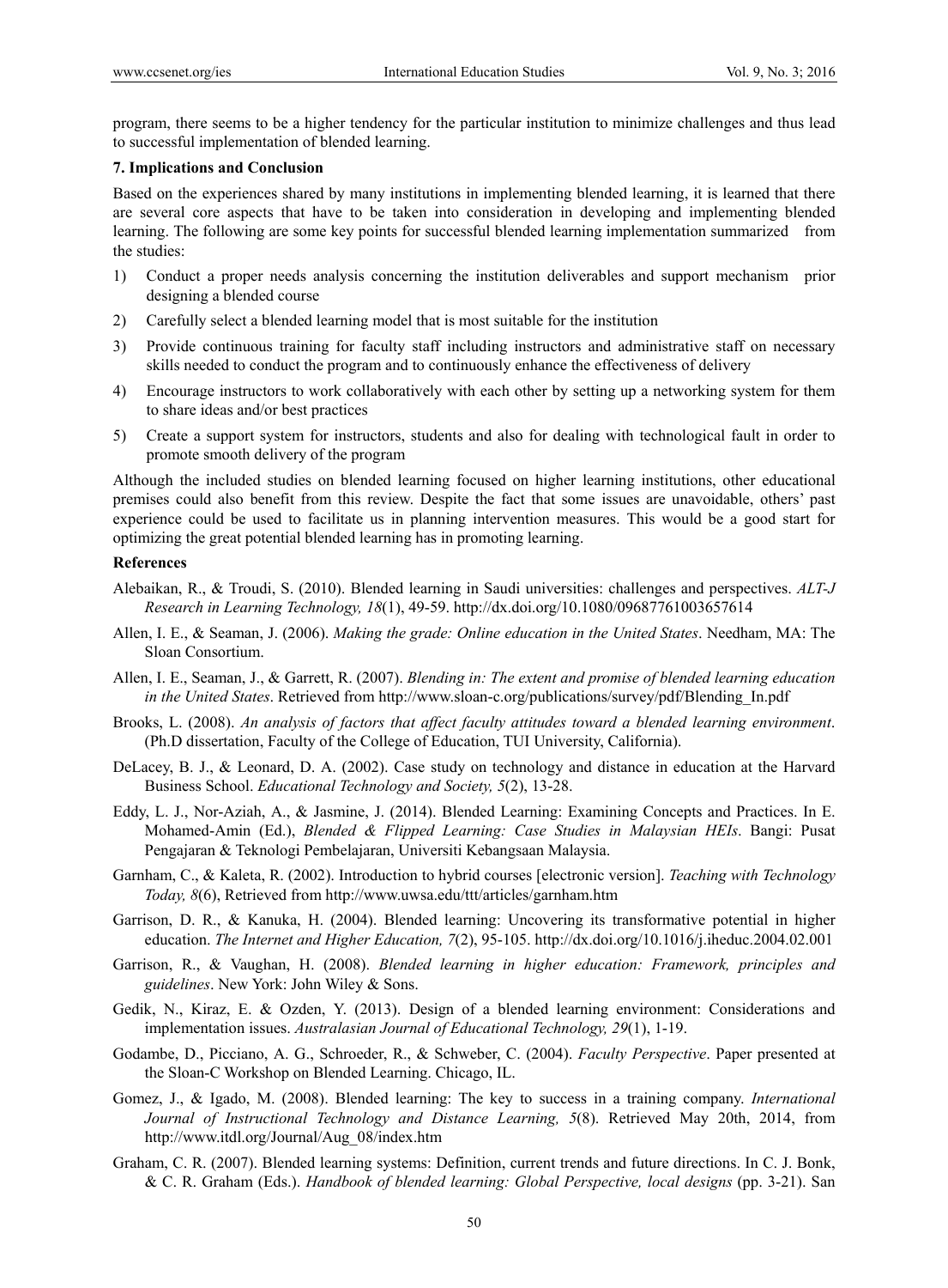program, there seems to be a higher tendency for the particular institution to minimize challenges and thus lead to successful implementation of blended learning.

**7. Implications and Conclusion**

Based on the experiences shared by many institutions in implementing blended learning, it is learned that there are several core aspects that have to be taken into consideration in developing and implementing blended learning. The following are some key points for successful blended learning implementation summarized from the studies:

1) Conduct a proper needs analysis concerning the institution deliverables and support mechanism prior designing a blended course
2) Carefully select a blended learning model that is most suitable for the institution
3) Provide continuous training for faculty staff including instructors and administrative staff on necessary skills needed to conduct the program and to continuously enhance the effectiveness of delivery
4) Encourage instructors to work collaboratively with each other by setting up a networking system for them to share ideas and/or best practices
5) Create a support system for instructors, students and also for dealing with technological fault in order to promote smooth delivery of the program

Although the included studies on blended learning focused on higher learning institutions, other educational premises could also benefit from this review. Despite the fact that some issues are unavoidable, others' past experience could be used to facilitate us in planning intervention measures. This would be a good start for optimizing the great potential blended learning has in promoting learning.

**References**

Alebaikan, R., & Troudi, S. (2010). Blended learning in Saudi universities: challenges and perspectives. *ALT-J Research in Learning Technology, 18*(1), 49-59. http://dx.doi.org/10.1080/09687761003657614

Allen, I. E., & Seaman, J. (2006). *Making the grade: Online education in the United States*. Needham, MA: The Sloan Consortium.

Allen, I. E., Seaman, J., & Garrett, R. (2007). *Blending in: The extent and promise of blended learning education in the United States*. Retrieved from http://www.sloan-c.org/publications/survey/pdf/Blending_In.pdf

Brooks, L. (2008). *An analysis of factors that affect faculty attitudes toward a blended learning environment*. (Ph.D dissertation, Faculty of the College of Education, TUI University, California).

DeLacey, B. J., & Leonard, D. A. (2002). Case study on technology and distance in education at the Harvard Business School. *Educational Technology and Society, 5*(2), 13-28.

Eddy, L. J., Nor-Aziah, A., & Jasmine, J. (2014). Blended Learning: Examining Concepts and Practices. In E. Mohamed-Amin (Ed.), *Blended & Flipped Learning: Case Studies in Malaysian HEIs*. Bangi: Pusat Pengajaran & Teknologi Pembelajaran, Universiti Kebangsaan Malaysia.

Garnham, C., & Kaleta, R. (2002). Introduction to hybrid courses [electronic version]. *Teaching with Technology Today, 8*(6), Retrieved from http://www.uwsa.edu/ttt/articles/garnham.htm

Garrison, D. R., & Kanuka, H. (2004). Blended learning: Uncovering its transformative potential in higher education. *The Internet and Higher Education, 7*(2), 95-105. http://dx.doi.org/10.1016/j.iheduc.2004.02.001

Garrison, R., & Vaughan, H. (2008). *Blended learning in higher education: Framework, principles and guidelines*. New York: John Wiley & Sons.

Gedik, N., Kiraz, E. & Ozden, Y. (2013). Design of a blended learning environment: Considerations and implementation issues. *Australasian Journal of Educational Technology, 29*(1), 1-19.

Godambe, D., Picciano, A. G., Schroeder, R., & Schweber, C. (2004). *Faculty Perspective*. Paper presented at the Sloan-C Workshop on Blended Learning. Chicago, IL.

Gomez, J., & Igado, M. (2008). Blended learning: The key to success in a training company. *International Journal of Instructional Technology and Distance Learning, 5*(8). Retrieved May 20th, 2014, from http://www.itdl.org/Journal/Aug_08/index.htm

Graham, C. R. (2007). Blended learning systems: Definition, current trends and future directions. In C. J. Bonk, & C. R. Graham (Eds.). *Handbook of blended learning: Global Perspective, local designs* (pp. 3-21). San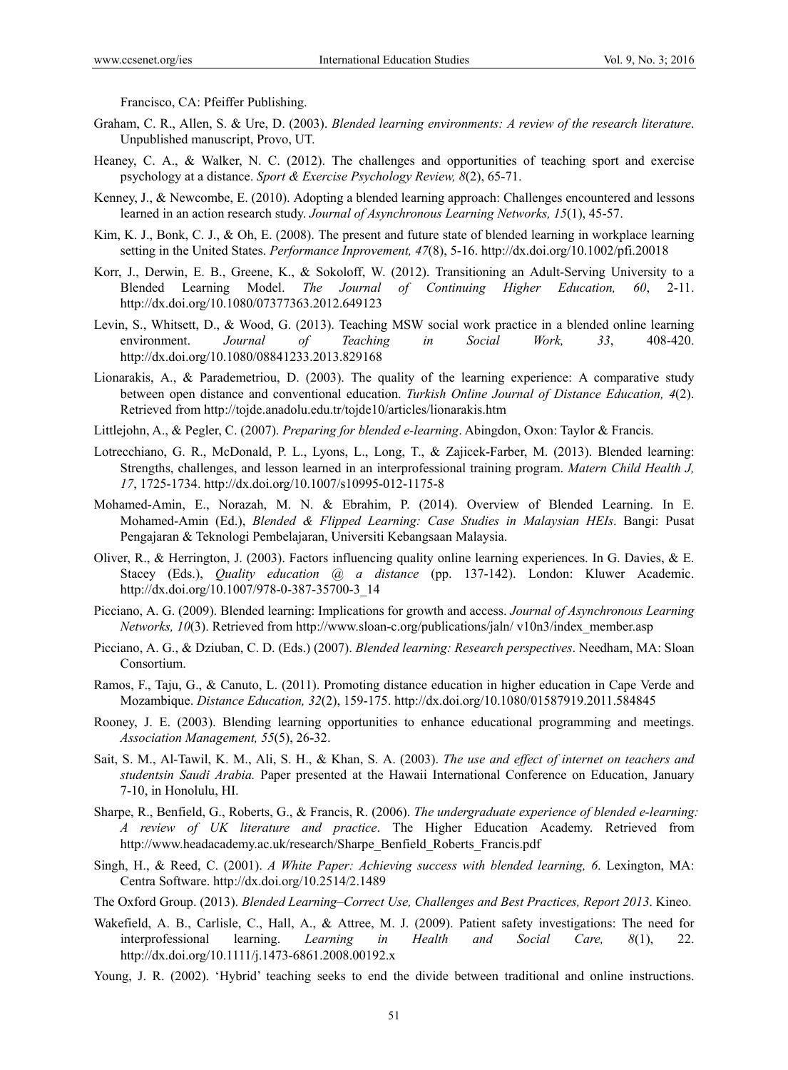Francisco, CA: Pfeiffer Publishing.

Graham, C. R., Allen, S. & Ure, D. (2003). *Blended learning environments: A review of the research literature*. Unpublished manuscript, Provo, UT.

Heaney, C. A., & Walker, N. C. (2012). The challenges and opportunities of teaching sport and exercise psychology at a distance. *Sport & Exercise Psychology Review, 8*(2), 65-71.

Kenney, J., & Newcombe, E. (2010). Adopting a blended learning approach: Challenges encountered and lessons learned in an action research study. *Journal of Asynchronous Learning Networks, 15*(1), 45-57.

Kim, K. J., Bonk, C. J., & Oh, E. (2008). The present and future state of blended learning in workplace learning setting in the United States. *Performance Inprovement, 47*(8), 5-16. http://dx.doi.org/10.1002/pfi.20018

Korr, J., Derwin, E. B., Greene, K., & Sokoloff, W. (2012). Transitioning an Adult-Serving University to a Blended Learning Model. *The Journal of Continuing Higher Education, 60*, 2-11. http://dx.doi.org/10.1080/07377363.2012.649123

Levin, S., Whitsett, D., & Wood, G. (2013). Teaching MSW social work practice in a blended online learning environment. *Journal of Teaching in Social Work, 33*, 408-420. http://dx.doi.org/10.1080/08841233.2013.829168

Lionarakis, A., & Parademetriou, D. (2003). The quality of the learning experience: A comparative study between open distance and conventional education. *Turkish Online Journal of Distance Education, 4*(2). Retrieved from http://tojde.anadolu.edu.tr/tojde10/articles/lionarakis.htm

Littlejohn, A., & Pegler, C. (2007). *Preparing for blended e-learning*. Abingdon, Oxon: Taylor & Francis.

Lotrecchiano, G. R., McDonald, P. L., Lyons, L., Long, T., & Zajicek-Farber, M. (2013). Blended learning: Strengths, challenges, and lesson learned in an interprofessional training program. *Matern Child Health J, 17*, 1725-1734. http://dx.doi.org/10.1007/s10995-012-1175-8

Mohamed-Amin, E., Norazah, M. N. & Ebrahim, P. (2014). Overview of Blended Learning. In E. Mohamed-Amin (Ed.), *Blended & Flipped Learning: Case Studies in Malaysian HEIs*. Bangi: Pusat Pengajaran & Teknologi Pembelajaran, Universiti Kebangsaan Malaysia.

Oliver, R., & Herrington, J. (2003). Factors influencing quality online learning experiences. In G. Davies, & E. Stacey (Eds.), *Quality education @ a distance* (pp. 137-142). London: Kluwer Academic. http://dx.doi.org/10.1007/978-0-387-35700-3_14

Picciano, A. G. (2009). Blended learning: Implications for growth and access. *Journal of Asynchronous Learning Networks, 10*(3). Retrieved from http://www.sloan-c.org/publications/jaln/ v10n3/index_member.asp

Picciano, A. G., & Dziuban, C. D. (Eds.) (2007). *Blended learning: Research perspectives*. Needham, MA: Sloan Consortium.

Ramos, F., Taju, G., & Canuto, L. (2011). Promoting distance education in higher education in Cape Verde and Mozambique. *Distance Education, 32*(2), 159-175. http://dx.doi.org/10.1080/01587919.2011.584845

Rooney, J. E. (2003). Blending learning opportunities to enhance educational programming and meetings. *Association Management, 55*(5), 26-32.

Sait, S. M., Al-Tawil, K. M., Ali, S. H., & Khan, S. A. (2003). *The use and effect of internet on teachers and studentsin Saudi Arabia.* Paper presented at the Hawaii International Conference on Education, January 7-10, in Honolulu, HI.

Sharpe, R., Benfield, G., Roberts, G., & Francis, R. (2006). *The undergraduate experience of blended e-learning: A review of UK literature and practice*. The Higher Education Academy. Retrieved from http://www.headacademy.ac.uk/research/Sharpe_Benfield_Roberts_Francis.pdf

Singh, H., & Reed, C. (2001). *A White Paper: Achieving success with blended learning, 6*. Lexington, MA: Centra Software. http://dx.doi.org/10.2514/2.1489

The Oxford Group. (2013). *Blended Learning–Correct Use, Challenges and Best Practices, Report 2013*. Kineo.

Wakefield, A. B., Carlisle, C., Hall, A., & Attree, M. J. (2009). Patient safety investigations: The need for interprofessional learning. *Learning in Health and Social Care, 8*(1), 22. http://dx.doi.org/10.1111/j.1473-6861.2008.00192.x

Young, J. R. (2002). 'Hybrid' teaching seeks to end the divide between traditional and online instructions.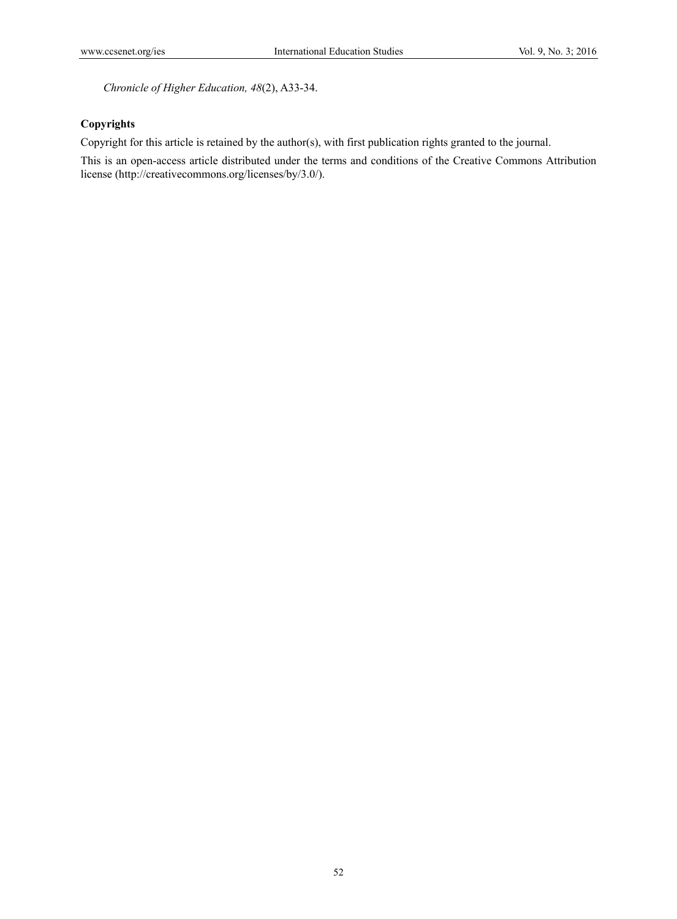*Chronicle of Higher Education, 48*(2), A33-34.

## Copyrights

Copyright for this article is retained by the author(s), with first publication rights granted to the journal.

This is an open-access article distributed under the terms and conditions of the Creative Commons Attribution license (http://creativecommons.org/licenses/by/3.0/).